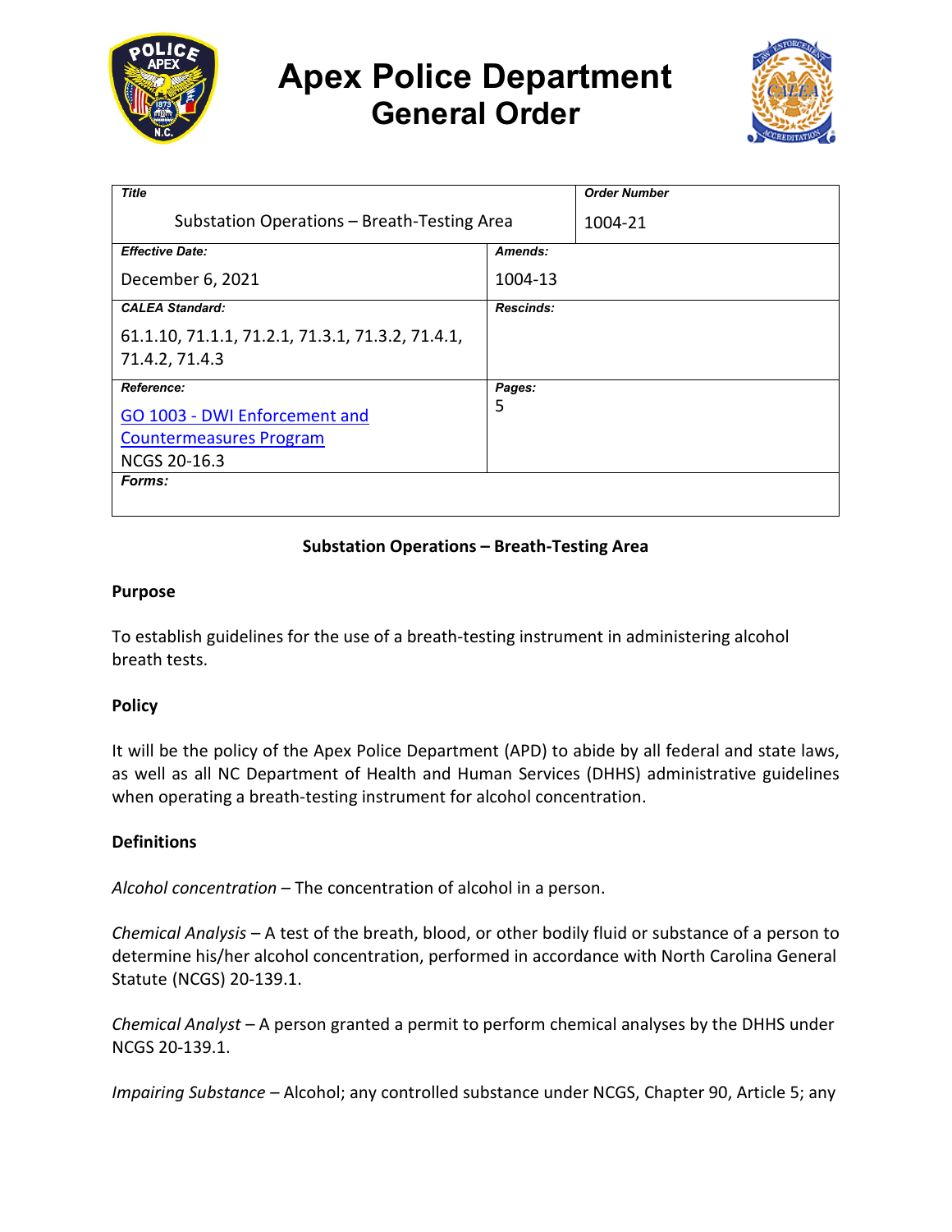# Apex Police Department
## General Order

| Title | | Order Number |
|---|---|---|
| Substation Operations – Breath-Testing Area | | 1004-21 |
| **Effective Date:** | **Amends:** | |
| December 6, 2021 | 1004-13 | |
| **CALEA Standard:** | **Rescinds:** | |
| 61.1.10, 71.1.1, 71.2.1, 71.3.1, 71.3.2, 71.4.1, 71.4.2, 71.4.3 | | |
| **Reference:** | **Pages:** | |
| GO 1003 - DWI Enforcement and Countermeasures Program<br>NCGS 20-16.3 | 5 | |
| **Forms:** | | |

**Substation Operations – Breath-Testing Area**

**Purpose**

To establish guidelines for the use of a breath-testing instrument in administering alcohol breath tests.

**Policy**

It will be the policy of the Apex Police Department (APD) to abide by all federal and state laws, as well as all NC Department of Health and Human Services (DHHS) administrative guidelines when operating a breath-testing instrument for alcohol concentration.

**Definitions**

*Alcohol concentration* – The concentration of alcohol in a person.

*Chemical Analysis* – A test of the breath, blood, or other bodily fluid or substance of a person to determine his/her alcohol concentration, performed in accordance with North Carolina General Statute (NCGS) 20-139.1.

*Chemical Analyst* – A person granted a permit to perform chemical analyses by the DHHS under NCGS 20-139.1.

*Impairing Substance* – Alcohol; any controlled substance under NCGS, Chapter 90, Article 5; any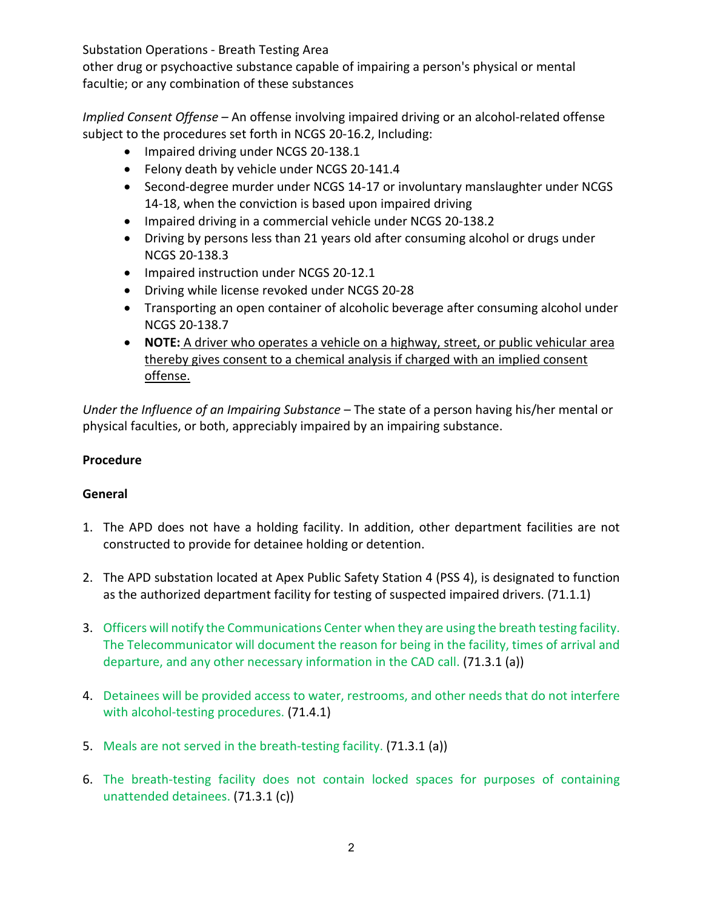other drug or psychoactive substance capable of impairing a person's physical or mental facultie; or any combination of these substances

*Implied Consent Offense* – An offense involving impaired driving or an alcohol-related offense subject to the procedures set forth in NCGS 20-16.2, Including:

- Impaired driving under NCGS 20-138.1
- Felony death by vehicle under NCGS 20-141.4
- Second-degree murder under NCGS 14-17 or involuntary manslaughter under NCGS 14-18, when the conviction is based upon impaired driving
- Impaired driving in a commercial vehicle under NCGS 20-138.2
- Driving by persons less than 21 years old after consuming alcohol or drugs under NCGS 20-138.3
- Impaired instruction under NCGS 20-12.1
- Driving while license revoked under NCGS 20-28
- Transporting an open container of alcoholic beverage after consuming alcohol under NCGS 20-138.7
- **NOTE:** <u>A driver who operates a vehicle on a highway, street, or public vehicular area thereby gives consent to a chemical analysis if charged with an implied consent offense.</u>

*Under the Influence of an Impairing Substance* – The state of a person having his/her mental or physical faculties, or both, appreciably impaired by an impairing substance.

**Procedure**

**General**

1. The APD does not have a holding facility. In addition, other department facilities are not constructed to provide for detainee holding or detention.
2. The APD substation located at Apex Public Safety Station 4 (PSS 4), is designated to function as the authorized department facility for testing of suspected impaired drivers. (71.1.1)
3. Officers will notify the Communications Center when they are using the breath testing facility. The Telecommunicator will document the reason for being in the facility, times of arrival and departure, and any other necessary information in the CAD call. (71.3.1 (a))
4. Detainees will be provided access to water, restrooms, and other needs that do not interfere with alcohol-testing procedures. (71.4.1)
5. Meals are not served in the breath-testing facility. (71.3.1 (a))
6. The breath-testing facility does not contain locked spaces for purposes of containing unattended detainees. (71.3.1 (c))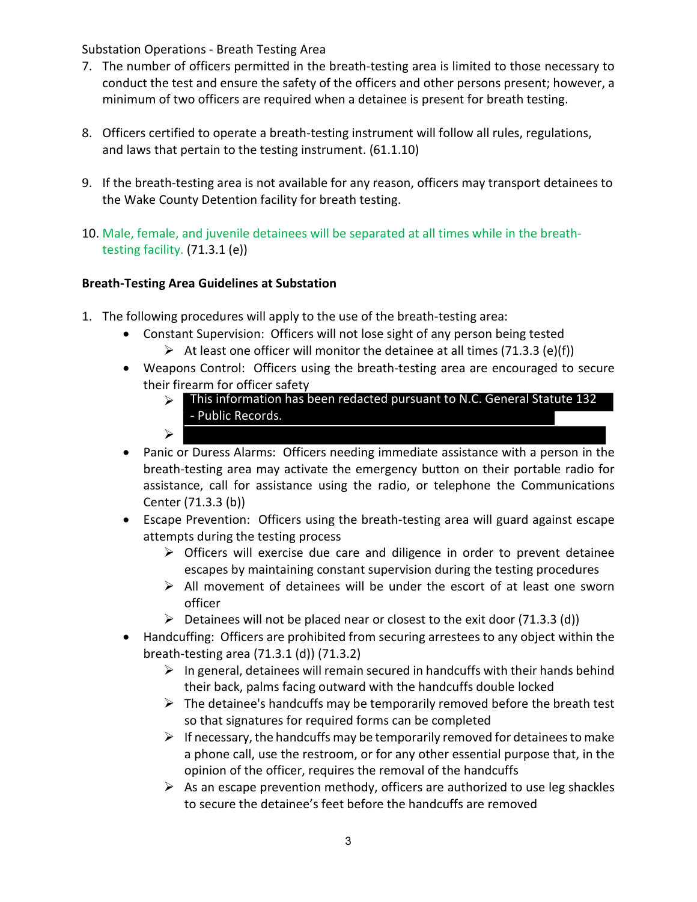Substation Operations - Breath Testing Area

7. The number of officers permitted in the breath-testing area is limited to those necessary to conduct the test and ensure the safety of the officers and other persons present; however, a minimum of two officers are required when a detainee is present for breath testing.

8. Officers certified to operate a breath-testing instrument will follow all rules, regulations, and laws that pertain to the testing instrument. (61.1.10)

9. If the breath-testing area is not available for any reason, officers may transport detainees to the Wake County Detention facility for breath testing.

10. Male, female, and juvenile detainees will be separated at all times while in the breath-testing facility. (71.3.1 (e))

**Breath-Testing Area Guidelines at Substation**

1. The following procedures will apply to the use of the breath-testing area:
   - Constant Supervision: Officers will not lose sight of any person being tested
     - At least one officer will monitor the detainee at all times (71.3.3 (e)(f))
   - Weapons Control: Officers using the breath-testing area are encouraged to secure their firearm for officer safety
     - This information has been redacted pursuant to N.C. General Statute 132 - Public Records.
     - 
   - Panic or Duress Alarms: Officers needing immediate assistance with a person in the breath-testing area may activate the emergency button on their portable radio for assistance, call for assistance using the radio, or telephone the Communications Center (71.3.3 (b))
   - Escape Prevention: Officers using the breath-testing area will guard against escape attempts during the testing process
     - Officers will exercise due care and diligence in order to prevent detainee escapes by maintaining constant supervision during the testing procedures
     - All movement of detainees will be under the escort of at least one sworn officer
     - Detainees will not be placed near or closest to the exit door (71.3.3 (d))
   - Handcuffing: Officers are prohibited from securing arrestees to any object within the breath-testing area (71.3.1 (d)) (71.3.2)
     - In general, detainees will remain secured in handcuffs with their hands behind their back, palms facing outward with the handcuffs double locked
     - The detainee's handcuffs may be temporarily removed before the breath test so that signatures for required forms can be completed
     - If necessary, the handcuffs may be temporarily removed for detainees to make a phone call, use the restroom, or for any other essential purpose that, in the opinion of the officer, requires the removal of the handcuffs
     - As an escape prevention methody, officers are authorized to use leg shackles to secure the detainee's feet before the handcuffs are removed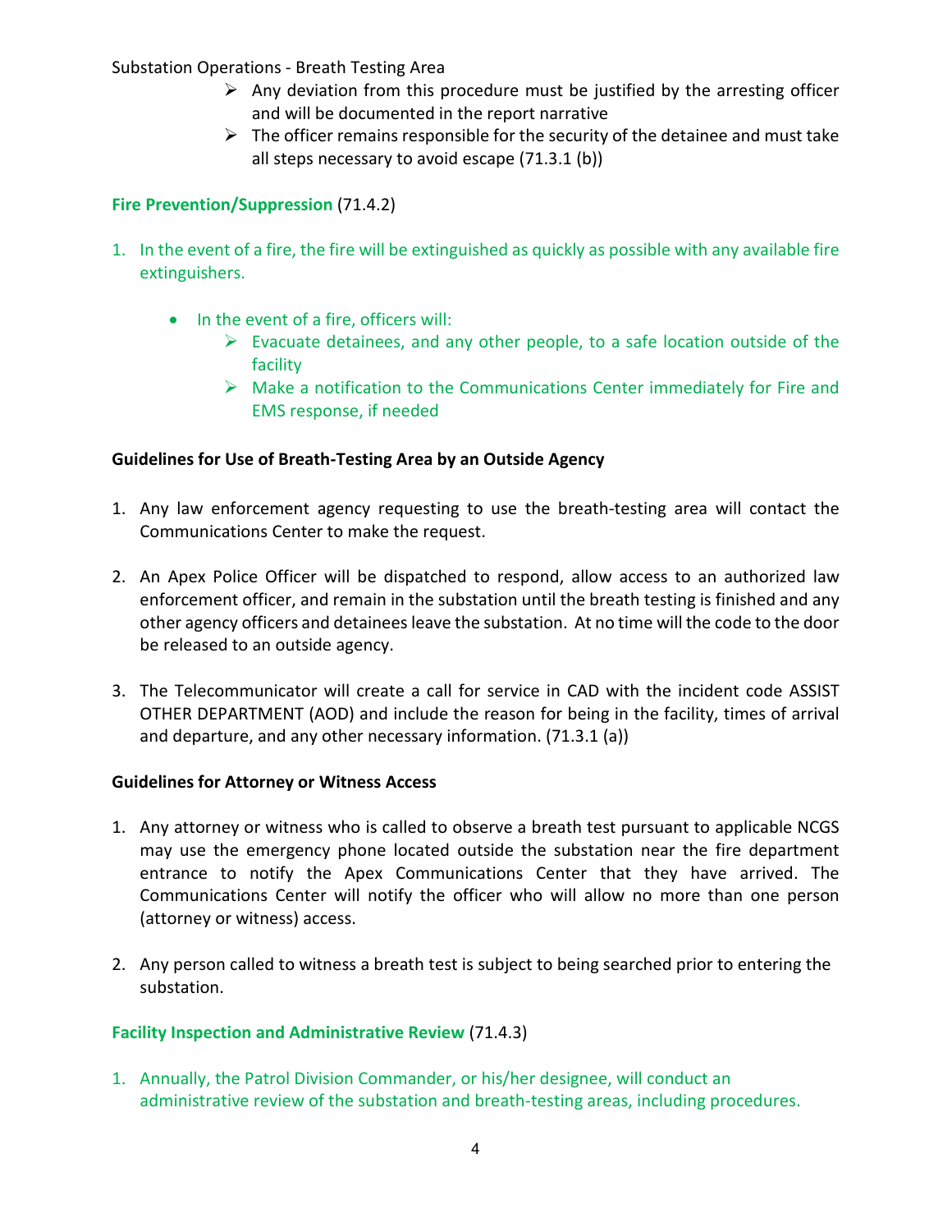- Any deviation from this procedure must be justified by the arresting officer and will be documented in the report narrative
- The officer remains responsible for the security of the detainee and must take all steps necessary to avoid escape (71.3.1 (b))

**Fire Prevention/Suppression** (71.4.2)

1. In the event of a fire, the fire will be extinguished as quickly as possible with any available fire extinguishers.

    - In the event of a fire, officers will:
        - Evacuate detainees, and any other people, to a safe location outside of the facility
        - Make a notification to the Communications Center immediately for Fire and EMS response, if needed

**Guidelines for Use of Breath-Testing Area by an Outside Agency**

1. Any law enforcement agency requesting to use the breath-testing area will contact the Communications Center to make the request.

2. An Apex Police Officer will be dispatched to respond, allow access to an authorized law enforcement officer, and remain in the substation until the breath testing is finished and any other agency officers and detainees leave the substation. At no time will the code to the door be released to an outside agency.

3. The Telecommunicator will create a call for service in CAD with the incident code ASSIST OTHER DEPARTMENT (AOD) and include the reason for being in the facility, times of arrival and departure, and any other necessary information. (71.3.1 (a))

**Guidelines for Attorney or Witness Access**

1. Any attorney or witness who is called to observe a breath test pursuant to applicable NCGS may use the emergency phone located outside the substation near the fire department entrance to notify the Apex Communications Center that they have arrived. The Communications Center will notify the officer who will allow no more than one person (attorney or witness) access.

2. Any person called to witness a breath test is subject to being searched prior to entering the substation.

**Facility Inspection and Administrative Review** (71.4.3)

1. Annually, the Patrol Division Commander, or his/her designee, will conduct an administrative review of the substation and breath-testing areas, including procedures.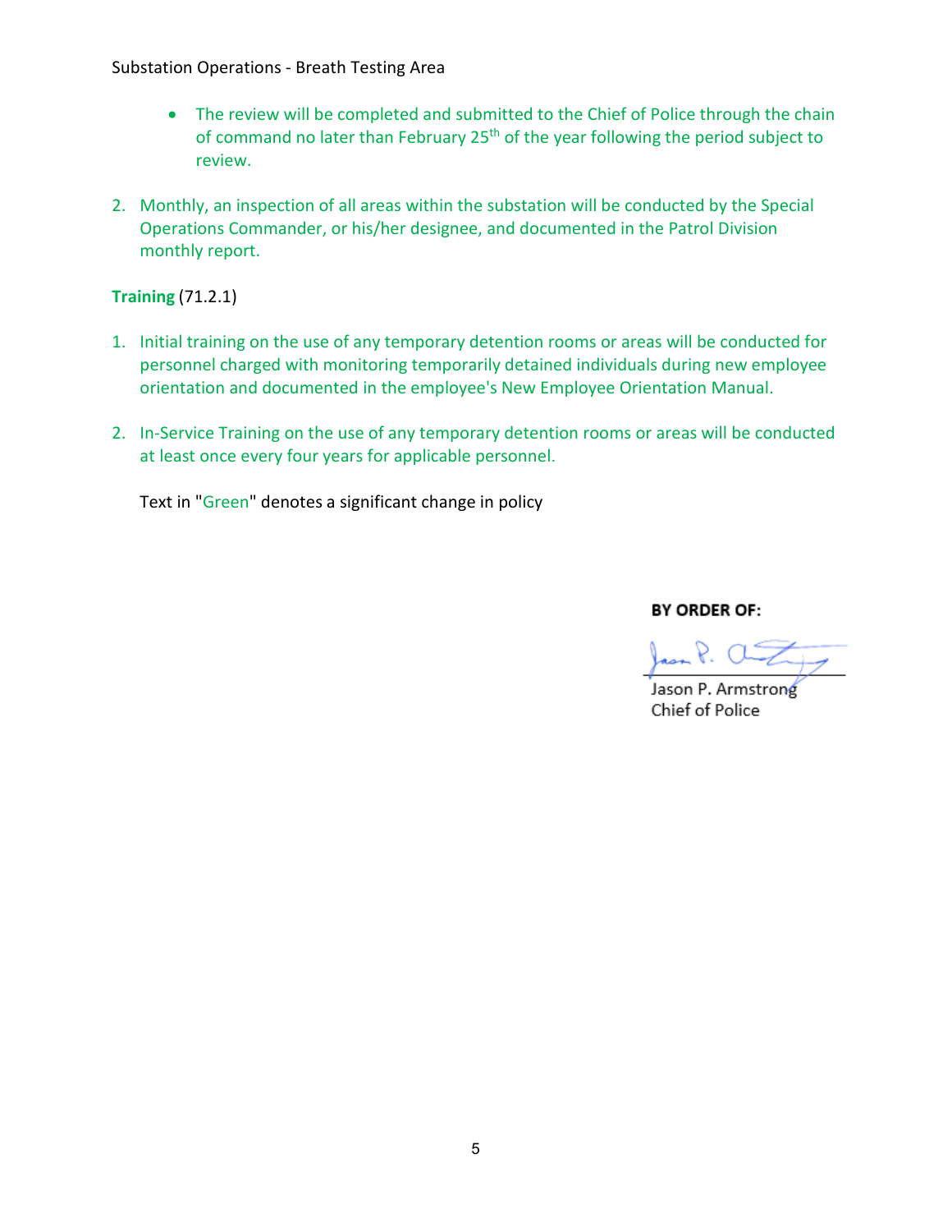- The review will be completed and submitted to the Chief of Police through the chain of command no later than February 25th of the year following the period subject to review.

2. Monthly, an inspection of all areas within the substation will be conducted by the Special Operations Commander, or his/her designee, and documented in the Patrol Division monthly report.

**Training** (71.2.1)

1. Initial training on the use of any temporary detention rooms or areas will be conducted for personnel charged with monitoring temporarily detained individuals during new employee orientation and documented in the employee's New Employee Orientation Manual.

2. In-Service Training on the use of any temporary detention rooms or areas will be conducted at least once every four years for applicable personnel.

Text in "Green" denotes a significant change in policy

**BY ORDER OF:**

Jason P. Armstrong
Chief of Police